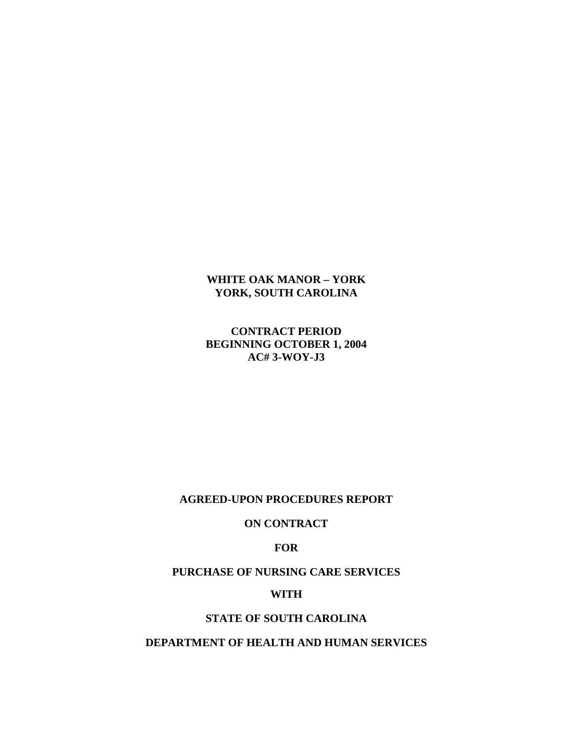**WHITE OAK MANOR – YORK**
**YORK, SOUTH CAROLINA**

**CONTRACT PERIOD**
**BEGINNING OCTOBER 1, 2004**
**AC# 3-WOY-J3**

**AGREED-UPON PROCEDURES REPORT**

**ON CONTRACT**

**FOR**

**PURCHASE OF NURSING CARE SERVICES**

**WITH**

**STATE OF SOUTH CAROLINA**

**DEPARTMENT OF HEALTH AND HUMAN SERVICES**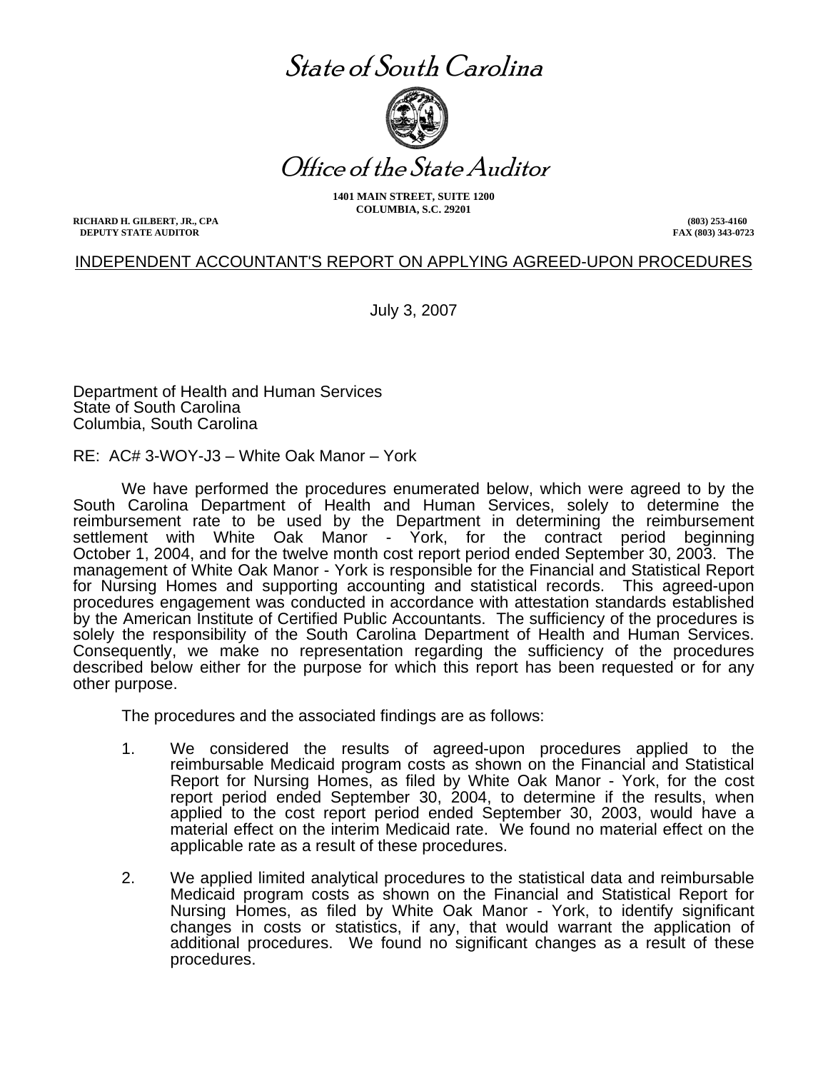# *State of South Carolina*

# *Office of the State Auditor*

**1401 MAIN STREET, SUITE 1200**
**COLUMBIA, S.C. 29201**

**RICHARD H. GILBERT, JR., CPA**
**DEPUTY STATE AUDITOR**

**(803) 253-4160**
**FAX (803) 343-0723**

## INDEPENDENT ACCOUNTANT'S REPORT ON APPLYING AGREED-UPON PROCEDURES

July 3, 2007

Department of Health and Human Services
State of South Carolina
Columbia, South Carolina

RE: AC# 3-WOY-J3 – White Oak Manor – York

We have performed the procedures enumerated below, which were agreed to by the South Carolina Department of Health and Human Services, solely to determine the reimbursement rate to be used by the Department in determining the reimbursement settlement with White Oak Manor - York, for the contract period beginning October 1, 2004, and for the twelve month cost report period ended September 30, 2003. The management of White Oak Manor - York is responsible for the Financial and Statistical Report for Nursing Homes and supporting accounting and statistical records. This agreed-upon procedures engagement was conducted in accordance with attestation standards established by the American Institute of Certified Public Accountants. The sufficiency of the procedures is solely the responsibility of the South Carolina Department of Health and Human Services. Consequently, we make no representation regarding the sufficiency of the procedures described below either for the purpose for which this report has been requested or for any other purpose.

The procedures and the associated findings are as follows:

1. We considered the results of agreed-upon procedures applied to the reimbursable Medicaid program costs as shown on the Financial and Statistical Report for Nursing Homes, as filed by White Oak Manor - York, for the cost report period ended September 30, 2004, to determine if the results, when applied to the cost report period ended September 30, 2003, would have a material effect on the interim Medicaid rate. We found no material effect on the applicable rate as a result of these procedures.

2. We applied limited analytical procedures to the statistical data and reimbursable Medicaid program costs as shown on the Financial and Statistical Report for Nursing Homes, as filed by White Oak Manor - York, to identify significant changes in costs or statistics, if any, that would warrant the application of additional procedures. We found no significant changes as a result of these procedures.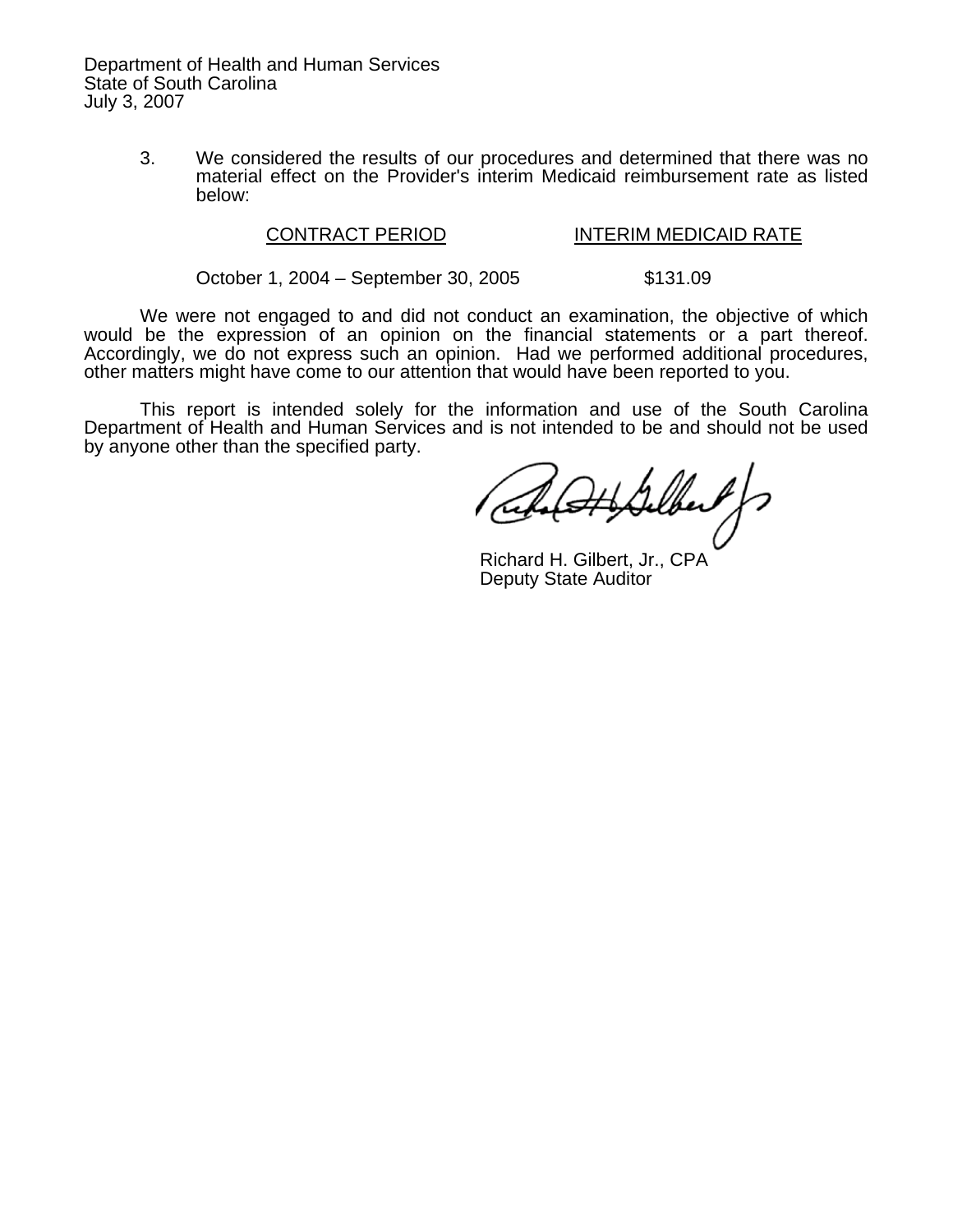Department of Health and Human Services
State of South Carolina
July 3, 2007

3. We considered the results of our procedures and determined that there was no material effect on the Provider's interim Medicaid reimbursement rate as listed below:

| CONTRACT PERIOD | INTERIM MEDICAID RATE |
|---|---|
| October 1, 2004 – September 30, 2005 | \$131.09 |

We were not engaged to and did not conduct an examination, the objective of which would be the expression of an opinion on the financial statements or a part thereof. Accordingly, we do not express such an opinion. Had we performed additional procedures, other matters might have come to our attention that would have been reported to you.

This report is intended solely for the information and use of the South Carolina Department of Health and Human Services and is not intended to be and should not be used by anyone other than the specified party.

Richard H. Gilbert, Jr., CPA
Deputy State Auditor